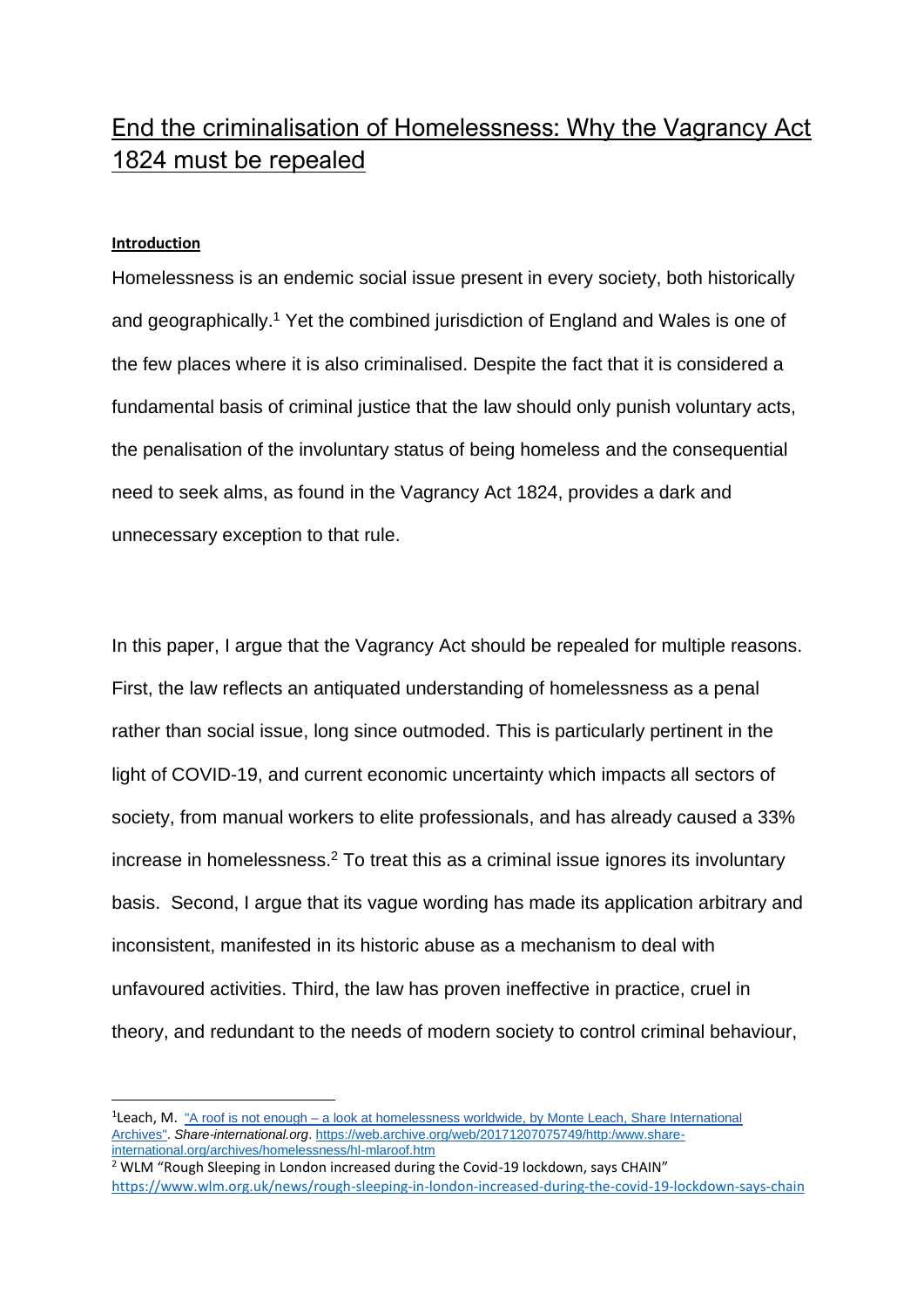# End the criminalisation of Homelessness: Why the Vagrancy Act 1824 must be repealed

**Introduction**

Homelessness is an endemic social issue present in every society, both historically and geographically.[1] Yet the combined jurisdiction of England and Wales is one of the few places where it is also criminalised. Despite the fact that it is considered a fundamental basis of criminal justice that the law should only punish voluntary acts, the penalisation of the involuntary status of being homeless and the consequential need to seek alms, as found in the Vagrancy Act 1824, provides a dark and unnecessary exception to that rule.

In this paper, I argue that the Vagrancy Act should be repealed for multiple reasons. First, the law reflects an antiquated understanding of homelessness as a penal rather than social issue, long since outmoded. This is particularly pertinent in the light of COVID-19, and current economic uncertainty which impacts all sectors of society, from manual workers to elite professionals, and has already caused a 33% increase in homelessness.[2] To treat this as a criminal issue ignores its involuntary basis. Second, I argue that its vague wording has made its application arbitrary and inconsistent, manifested in its historic abuse as a mechanism to deal with unfavoured activities. Third, the law has proven ineffective in practice, cruel in theory, and redundant to the needs of modern society to control criminal behaviour,

---

[1] Leach, M. "A roof is not enough – a look at homelessness worldwide, by Monte Leach, Share International Archives". *Share-international.org*. https://web.archive.org/web/20171207075749/http:/www.share-international.org/archives/homelessness/hl-mlaroof.htm

[2] WLM "Rough Sleeping in London increased during the Covid-19 lockdown, says CHAIN" https://www.wlm.org.uk/news/rough-sleeping-in-london-increased-during-the-covid-19-lockdown-says-chain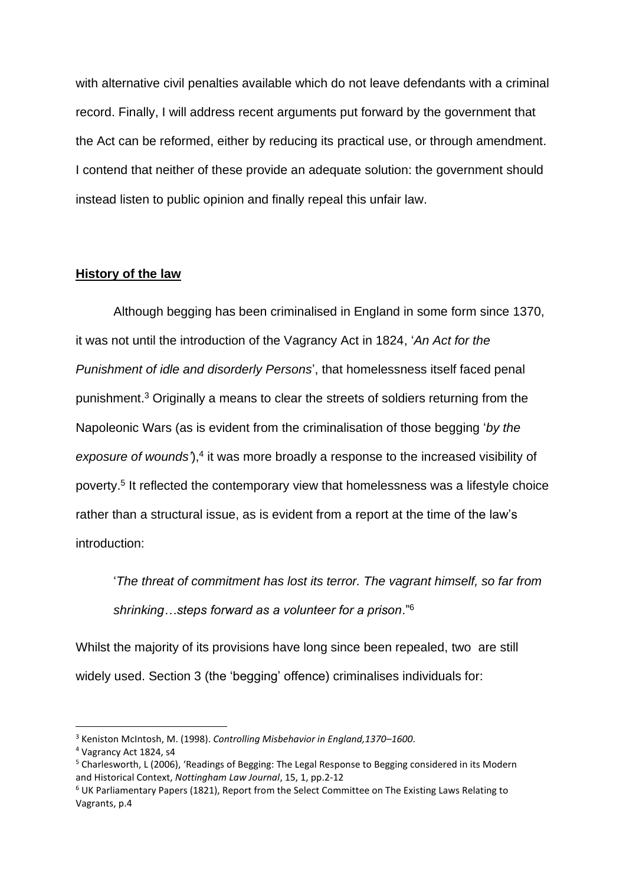with alternative civil penalties available which do not leave defendants with a criminal record. Finally, I will address recent arguments put forward by the government that the Act can be reformed, either by reducing its practical use, or through amendment. I contend that neither of these provide an adequate solution: the government should instead listen to public opinion and finally repeal this unfair law.

## History of the law

Although begging has been criminalised in England in some form since 1370, it was not until the introduction of the Vagrancy Act in 1824, '*An Act for the Punishment of idle and disorderly Persons*', that homelessness itself faced penal punishment.[3] Originally a means to clear the streets of soldiers returning from the Napoleonic Wars (as is evident from the criminalisation of those begging '*by the exposure of wounds*'),[4] it was more broadly a response to the increased visibility of poverty.[5] It reflected the contemporary view that homelessness was a lifestyle choice rather than a structural issue, as is evident from a report at the time of the law's introduction:

> '*The threat of commitment has lost its terror. The vagrant himself, so far from shrinking…steps forward as a volunteer for a prison*."[6]

Whilst the majority of its provisions have long since been repealed, two are still widely used. Section 3 (the 'begging' offence) criminalises individuals for:

---

[3] Keniston McIntosh, M. (1998). *Controlling Misbehavior in England,1370–1600*.

[4] Vagrancy Act 1824, s4

[5] Charlesworth, L (2006), 'Readings of Begging: The Legal Response to Begging considered in its Modern and Historical Context, *Nottingham Law Journal*, 15, 1, pp.2-12

[6] UK Parliamentary Papers (1821), Report from the Select Committee on The Existing Laws Relating to Vagrants, p.4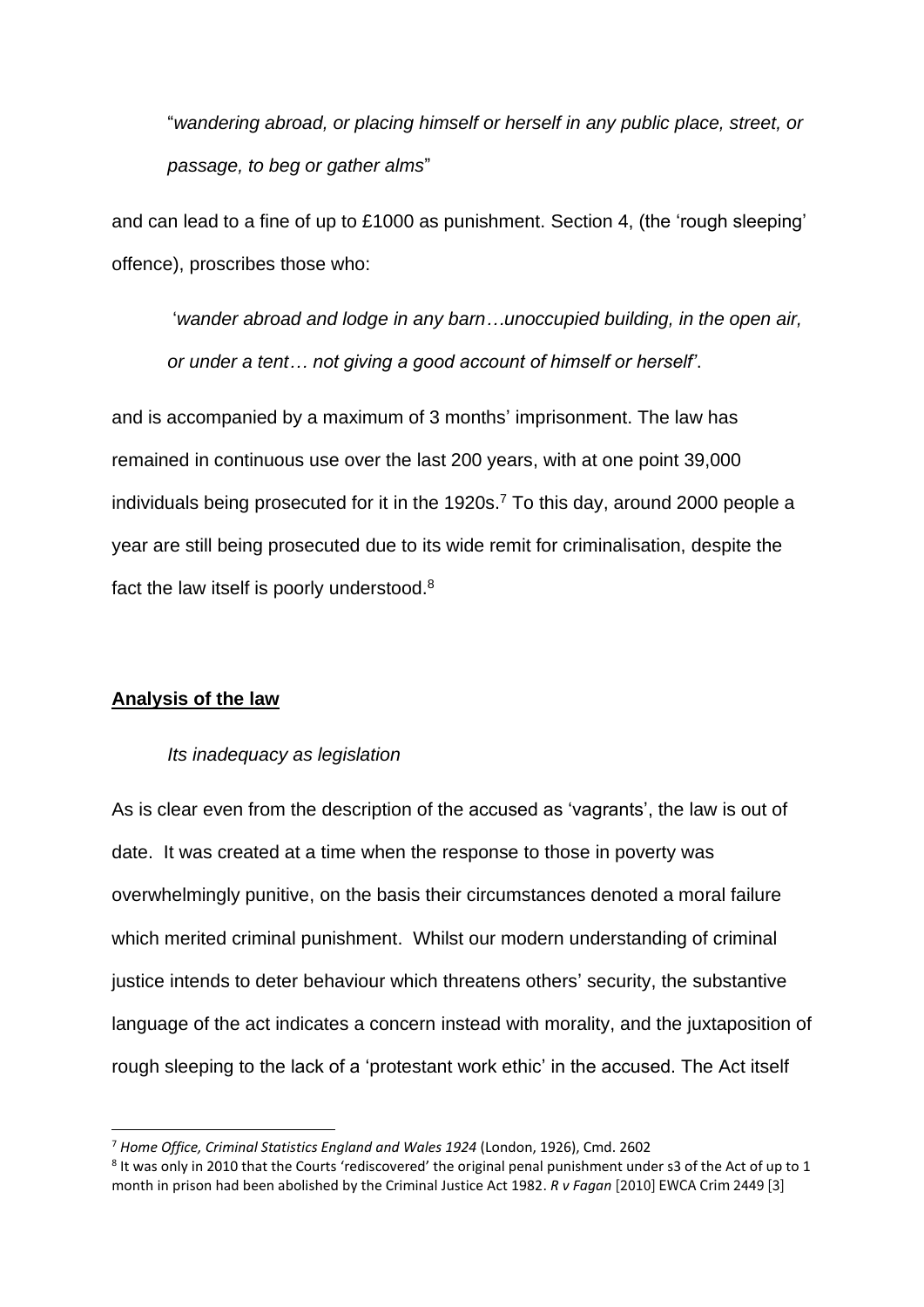> "*wandering abroad, or placing himself or herself in any public place, street, or passage, to beg or gather alms*"

and can lead to a fine of up to £1000 as punishment. Section 4, (the 'rough sleeping' offence), proscribes those who:

> '*wander abroad and lodge in any barn…unoccupied building, in the open air, or under a tent… not giving a good account of himself or herself*'.

and is accompanied by a maximum of 3 months' imprisonment. The law has remained in continuous use over the last 200 years, with at one point 39,000 individuals being prosecuted for it in the 1920s.[7] To this day, around 2000 people a year are still being prosecuted due to its wide remit for criminalisation, despite the fact the law itself is poorly understood.[8]

## Analysis of the law

### *Its inadequacy as legislation*

As is clear even from the description of the accused as 'vagrants', the law is out of date. It was created at a time when the response to those in poverty was overwhelmingly punitive, on the basis their circumstances denoted a moral failure which merited criminal punishment. Whilst our modern understanding of criminal justice intends to deter behaviour which threatens others' security, the substantive language of the act indicates a concern instead with morality, and the juxtaposition of rough sleeping to the lack of a 'protestant work ethic' in the accused. The Act itself

---

[7] *Home Office, Criminal Statistics England and Wales 1924* (London, 1926), Cmd. 2602

[8] It was only in 2010 that the Courts 'rediscovered' the original penal punishment under s3 of the Act of up to 1 month in prison had been abolished by the Criminal Justice Act 1982. *R v Fagan* [2010] EWCA Crim 2449 [3]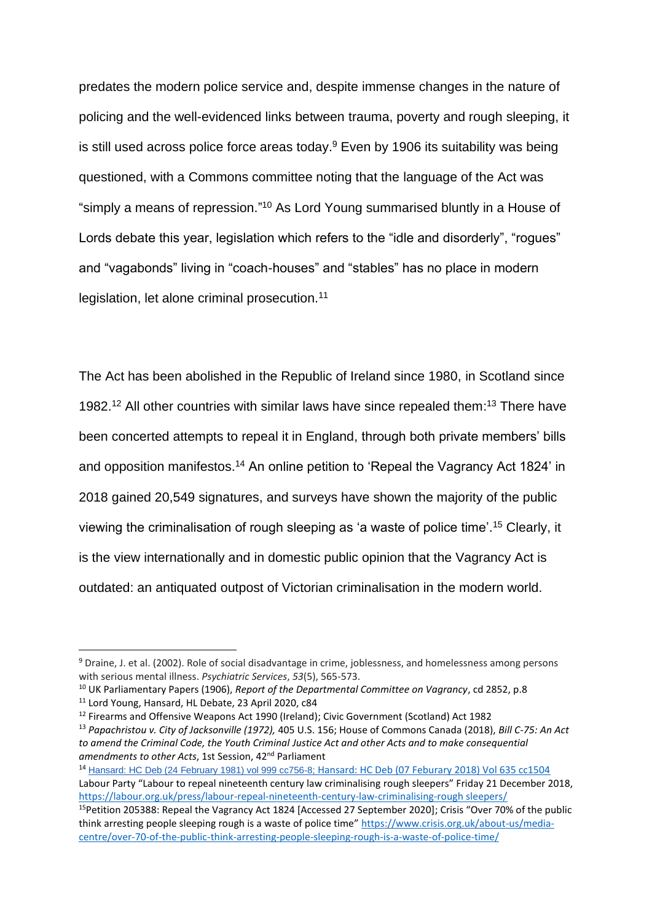predates the modern police service and, despite immense changes in the nature of policing and the well-evidenced links between trauma, poverty and rough sleeping, it is still used across police force areas today.[9] Even by 1906 its suitability was being questioned, with a Commons committee noting that the language of the Act was "simply a means of repression."[10] As Lord Young summarised bluntly in a House of Lords debate this year, legislation which refers to the "idle and disorderly", "rogues" and "vagabonds" living in "coach-houses" and "stables" has no place in modern legislation, let alone criminal prosecution.[11]

The Act has been abolished in the Republic of Ireland since 1980, in Scotland since 1982.[12] All other countries with similar laws have since repealed them:[13] There have been concerted attempts to repeal it in England, through both private members' bills and opposition manifestos.[14] An online petition to 'Repeal the Vagrancy Act 1824' in 2018 gained 20,549 signatures, and surveys have shown the majority of the public viewing the criminalisation of rough sleeping as 'a waste of police time'.[15] Clearly, it is the view internationally and in domestic public opinion that the Vagrancy Act is outdated: an antiquated outpost of Victorian criminalisation in the modern world.

---

[9] Draine, J. et al. (2002). Role of social disadvantage in crime, joblessness, and homelessness among persons with serious mental illness. *Psychiatric Services*, *53*(5), 565-573.

[10] UK Parliamentary Papers (1906), *Report of the Departmental Committee on Vagrancy*, cd 2852, p.8

[11] Lord Young, Hansard, HL Debate, 23 April 2020, c84

[12] Firearms and Offensive Weapons Act 1990 (Ireland); Civic Government (Scotland) Act 1982

[13] *Papachristou v. City of Jacksonville (1972),* 405 U.S. 156; House of Commons Canada (2018), *Bill C-75: An Act to amend the Criminal Code, the Youth Criminal Justice Act and other Acts and to make consequential amendments to other Acts*, 1st Session, 42nd Parliament

[14] Hansard: HC Deb (24 February 1981) vol 999 cc756-8; Hansard: HC Deb (07 Feburary 2018) Vol 635 cc1504 Labour Party "Labour to repeal nineteenth century law criminalising rough sleepers" Friday 21 December 2018, https://labour.org.uk/press/labour-repeal-nineteenth-century-law-criminalising-rough sleepers/

[15] Petition 205388: Repeal the Vagrancy Act 1824 [Accessed 27 September 2020]; Crisis "Over 70% of the public think arresting people sleeping rough is a waste of police time" https://www.crisis.org.uk/about-us/media-centre/over-70-of-the-public-think-arresting-people-sleeping-rough-is-a-waste-of-police-time/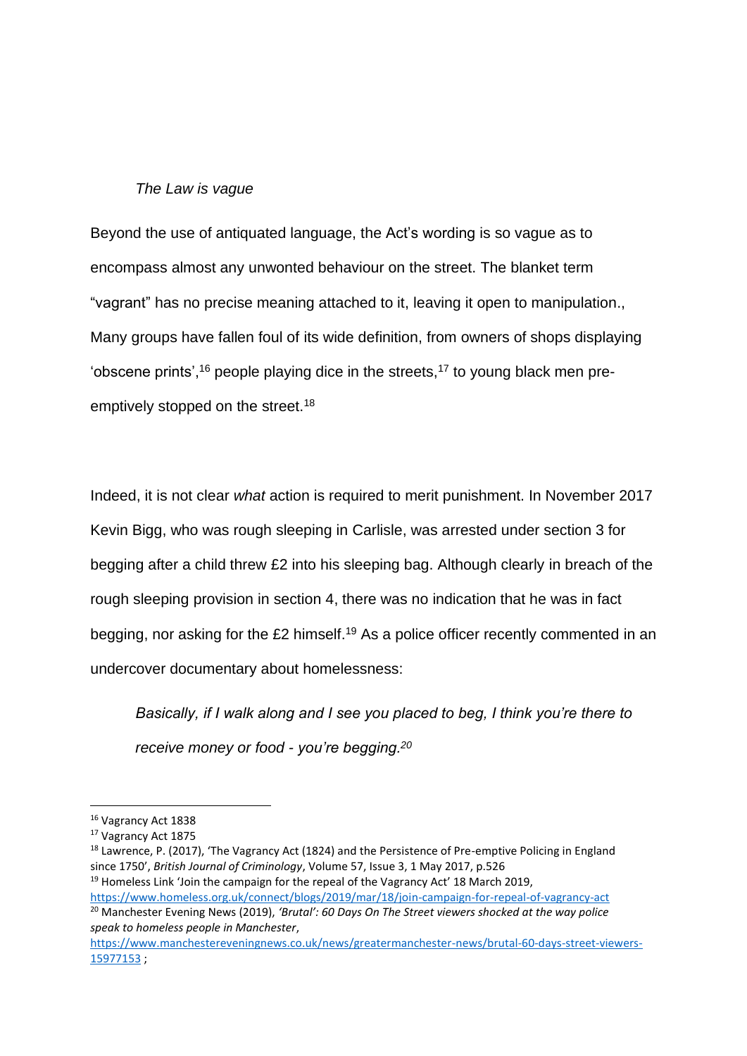*The Law is vague*

Beyond the use of antiquated language, the Act's wording is so vague as to encompass almost any unwonted behaviour on the street. The blanket term "vagrant" has no precise meaning attached to it, leaving it open to manipulation., Many groups have fallen foul of its wide definition, from owners of shops displaying 'obscene prints',[16] people playing dice in the streets,[17] to young black men pre-emptively stopped on the street.[18]

Indeed, it is not clear *what* action is required to merit punishment. In November 2017 Kevin Bigg, who was rough sleeping in Carlisle, was arrested under section 3 for begging after a child threw £2 into his sleeping bag. Although clearly in breach of the rough sleeping provision in section 4, there was no indication that he was in fact begging, nor asking for the £2 himself.[19] As a police officer recently commented in an undercover documentary about homelessness:

> *Basically, if I walk along and I see you placed to beg, I think you're there to receive money or food - you're begging.[20]*

---

[16] Vagrancy Act 1838

[17] Vagrancy Act 1875

[18] Lawrence, P. (2017), 'The Vagrancy Act (1824) and the Persistence of Pre-emptive Policing in England since 1750', *British Journal of Criminology*, Volume 57, Issue 3, 1 May 2017, p.526

[19] Homeless Link 'Join the campaign for the repeal of the Vagrancy Act' 18 March 2019, https://www.homeless.org.uk/connect/blogs/2019/mar/18/join-campaign-for-repeal-of-vagrancy-act

[20] Manchester Evening News (2019), *'Brutal': 60 Days On The Street viewers shocked at the way police speak to homeless people in Manchester*, https://www.manchestereveningnews.co.uk/news/greater-manchester-news/brutal-60-days-street-viewers-15977153 ;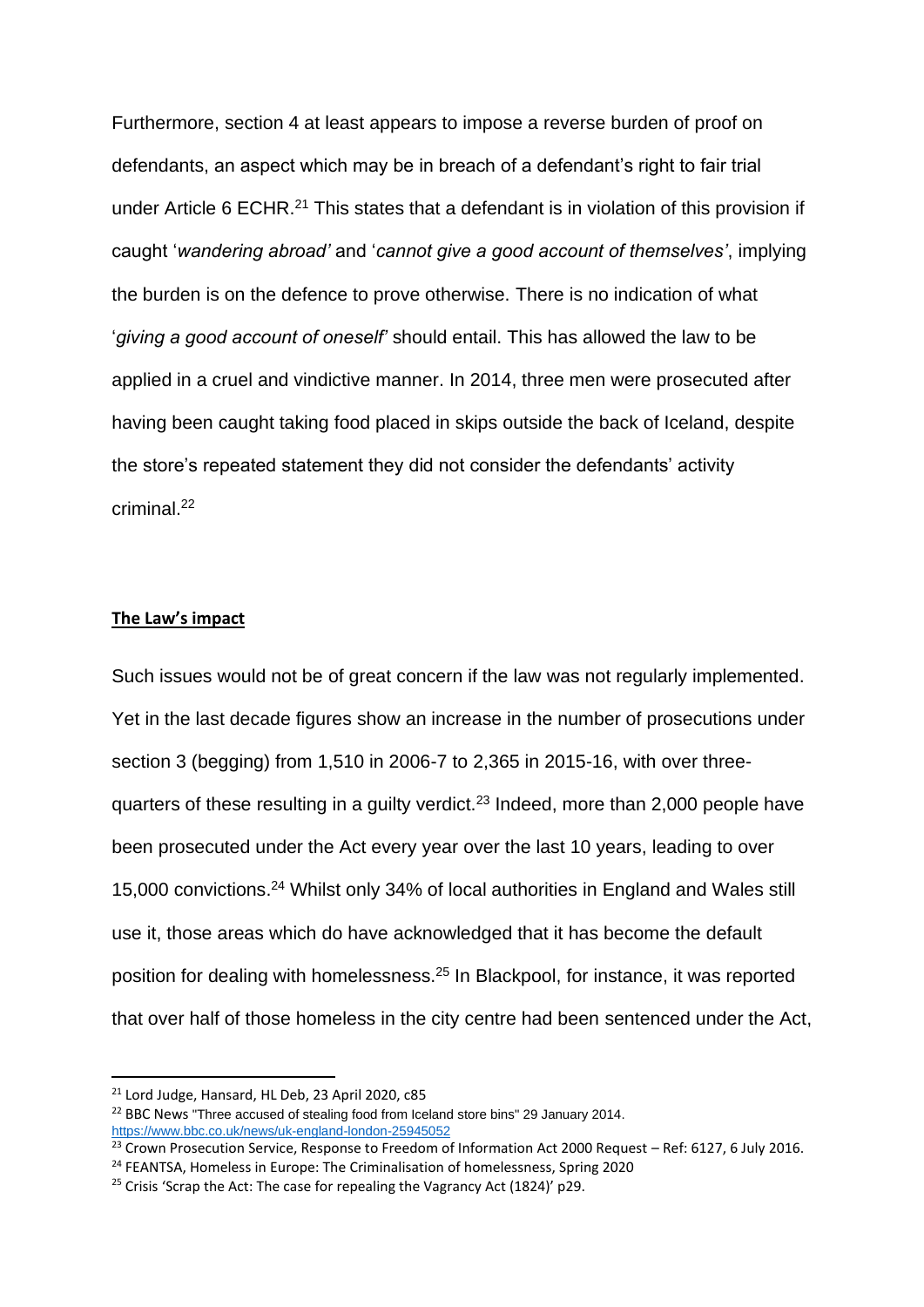Furthermore, section 4 at least appears to impose a reverse burden of proof on defendants, an aspect which may be in breach of a defendant's right to fair trial under Article 6 ECHR.[21] This states that a defendant is in violation of this provision if caught '*wandering abroad'* and '*cannot give a good account of themselves'*, implying the burden is on the defence to prove otherwise. There is no indication of what '*giving a good account of oneself'* should entail. This has allowed the law to be applied in a cruel and vindictive manner. In 2014, three men were prosecuted after having been caught taking food placed in skips outside the back of Iceland, despite the store's repeated statement they did not consider the defendants' activity criminal.[22]

## The Law's impact

Such issues would not be of great concern if the law was not regularly implemented. Yet in the last decade figures show an increase in the number of prosecutions under section 3 (begging) from 1,510 in 2006-7 to 2,365 in 2015-16, with over three-quarters of these resulting in a guilty verdict.[23] Indeed, more than 2,000 people have been prosecuted under the Act every year over the last 10 years, leading to over 15,000 convictions.[24] Whilst only 34% of local authorities in England and Wales still use it, those areas which do have acknowledged that it has become the default position for dealing with homelessness.[25] In Blackpool, for instance, it was reported that over half of those homeless in the city centre had been sentenced under the Act,

---

[21] Lord Judge, Hansard, HL Deb, 23 April 2020, c85

[22] BBC News "Three accused of stealing food from Iceland store bins" 29 January 2014. https://www.bbc.co.uk/news/uk-england-london-25945052

[23] Crown Prosecution Service, Response to Freedom of Information Act 2000 Request – Ref: 6127, 6 July 2016.

[24] FEANTSA, Homeless in Europe: The Criminalisation of homelessness, Spring 2020

[25] Crisis 'Scrap the Act: The case for repealing the Vagrancy Act (1824)' p29.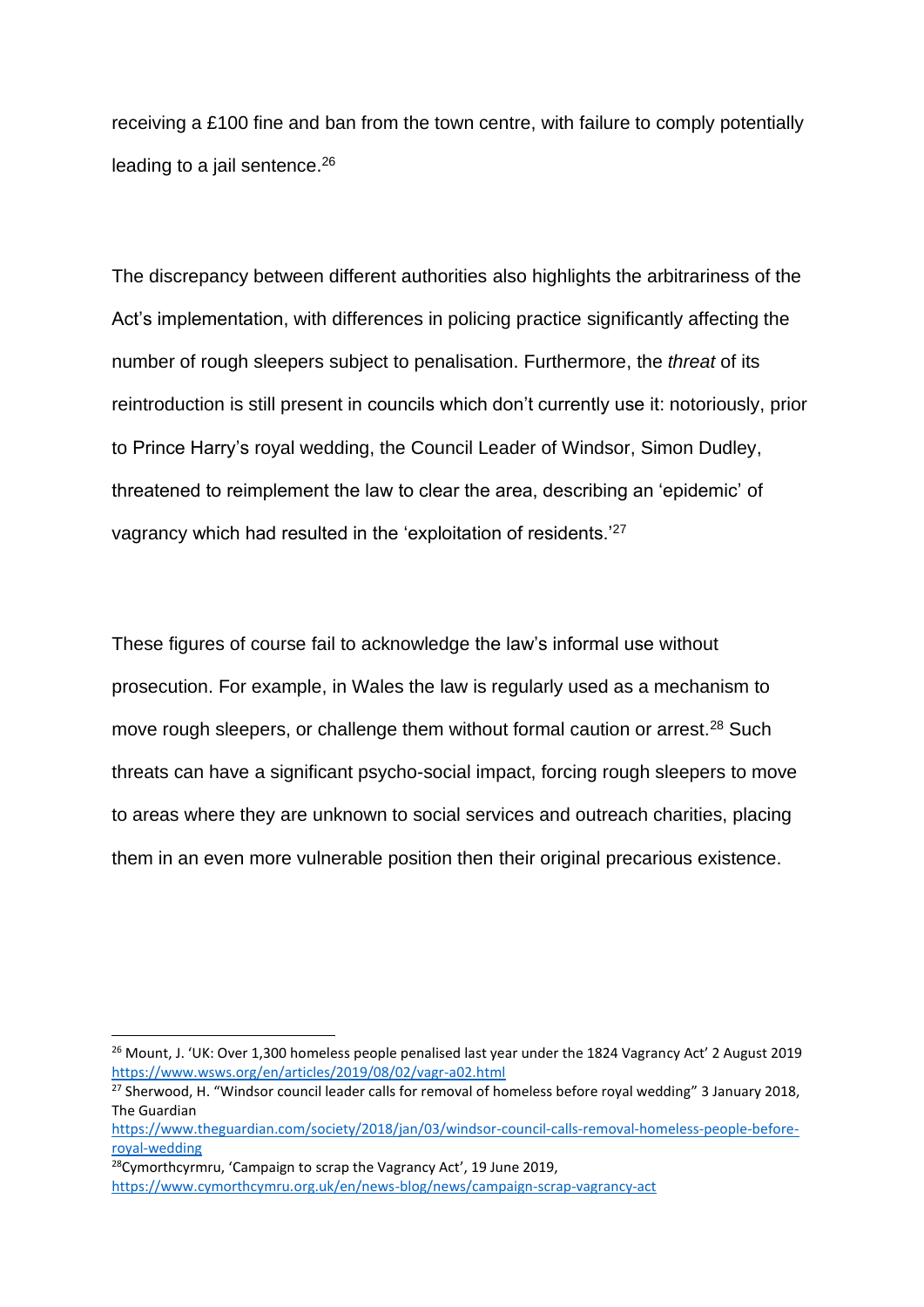receiving a £100 fine and ban from the town centre, with failure to comply potentially leading to a jail sentence.[26]

The discrepancy between different authorities also highlights the arbitrariness of the Act's implementation, with differences in policing practice significantly affecting the number of rough sleepers subject to penalisation. Furthermore, the *threat* of its reintroduction is still present in councils which don't currently use it: notoriously, prior to Prince Harry's royal wedding, the Council Leader of Windsor, Simon Dudley, threatened to reimplement the law to clear the area, describing an 'epidemic' of vagrancy which had resulted in the 'exploitation of residents.'[27]

These figures of course fail to acknowledge the law's informal use without prosecution. For example, in Wales the law is regularly used as a mechanism to move rough sleepers, or challenge them without formal caution or arrest.[28] Such threats can have a significant psycho-social impact, forcing rough sleepers to move to areas where they are unknown to social services and outreach charities, placing them in an even more vulnerable position then their original precarious existence.

---

[26] Mount, J. 'UK: Over 1,300 homeless people penalised last year under the 1824 Vagrancy Act' 2 August 2019 https://www.wsws.org/en/articles/2019/08/02/vagr-a02.html

[27] Sherwood, H. "Windsor council leader calls for removal of homeless before royal wedding" 3 January 2018, The Guardian https://www.theguardian.com/society/2018/jan/03/windsor-council-calls-removal-homeless-people-before-royal-wedding

[28] Cymorthcymru, 'Campaign to scrap the Vagrancy Act', 19 June 2019, https://www.cymorthcymru.org.uk/en/news-blog/news/campaign-scrap-vagrancy-act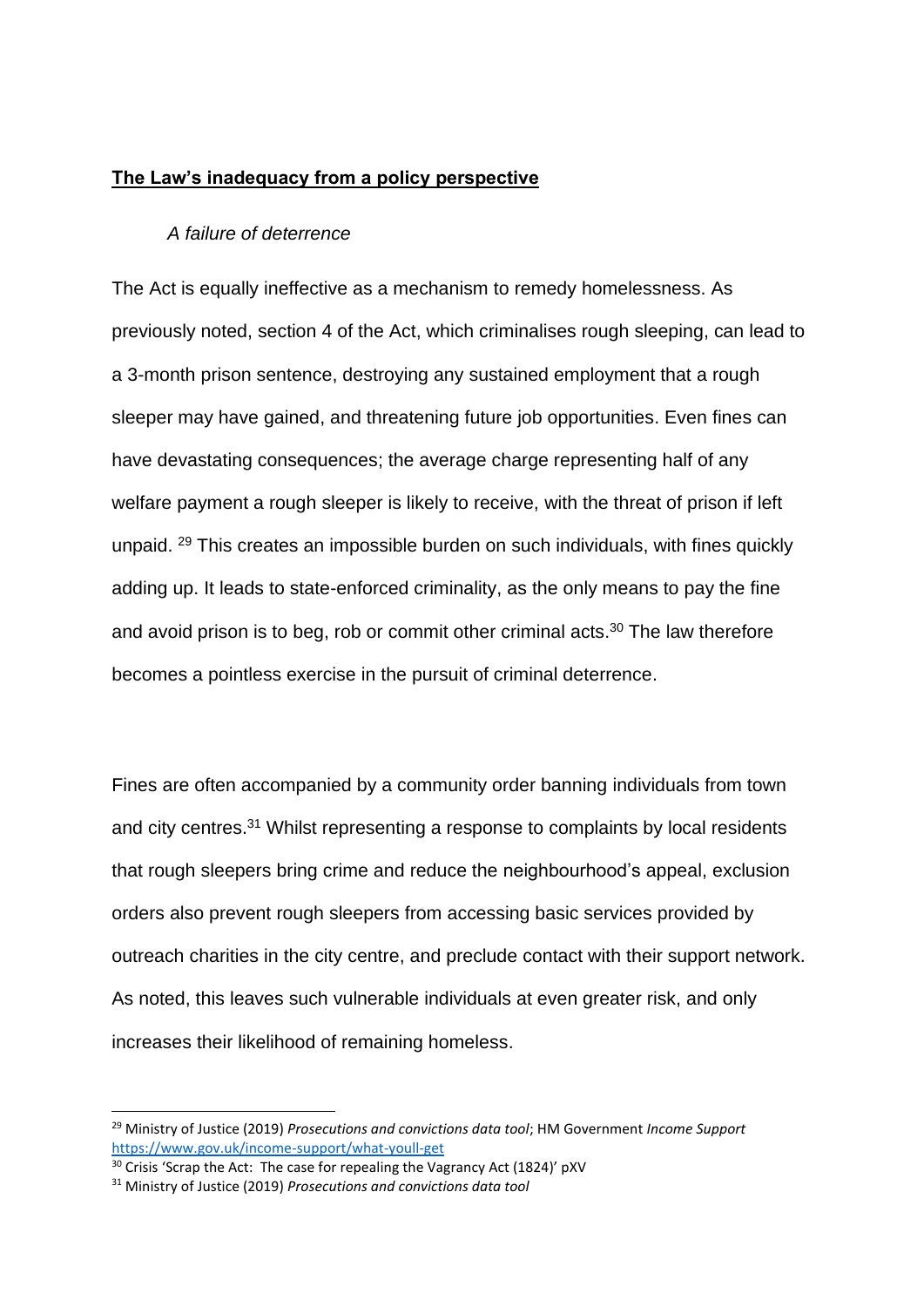## **The Law's inadequacy from a policy perspective**

### *A failure of deterrence*

The Act is equally ineffective as a mechanism to remedy homelessness. As previously noted, section 4 of the Act, which criminalises rough sleeping, can lead to a 3-month prison sentence, destroying any sustained employment that a rough sleeper may have gained, and threatening future job opportunities. Even fines can have devastating consequences; the average charge representing half of any welfare payment a rough sleeper is likely to receive, with the threat of prison if left unpaid. [29] This creates an impossible burden on such individuals, with fines quickly adding up. It leads to state-enforced criminality, as the only means to pay the fine and avoid prison is to beg, rob or commit other criminal acts.[30] The law therefore becomes a pointless exercise in the pursuit of criminal deterrence.

Fines are often accompanied by a community order banning individuals from town and city centres.[31] Whilst representing a response to complaints by local residents that rough sleepers bring crime and reduce the neighbourhood's appeal, exclusion orders also prevent rough sleepers from accessing basic services provided by outreach charities in the city centre, and preclude contact with their support network. As noted, this leaves such vulnerable individuals at even greater risk, and only increases their likelihood of remaining homeless.

---

[29] Ministry of Justice (2019) *Prosecutions and convictions data tool*; HM Government *Income Support* https://www.gov.uk/income-support/what-youll-get

[30] Crisis 'Scrap the Act: The case for repealing the Vagrancy Act (1824)' pXV

[31] Ministry of Justice (2019) *Prosecutions and convictions data tool*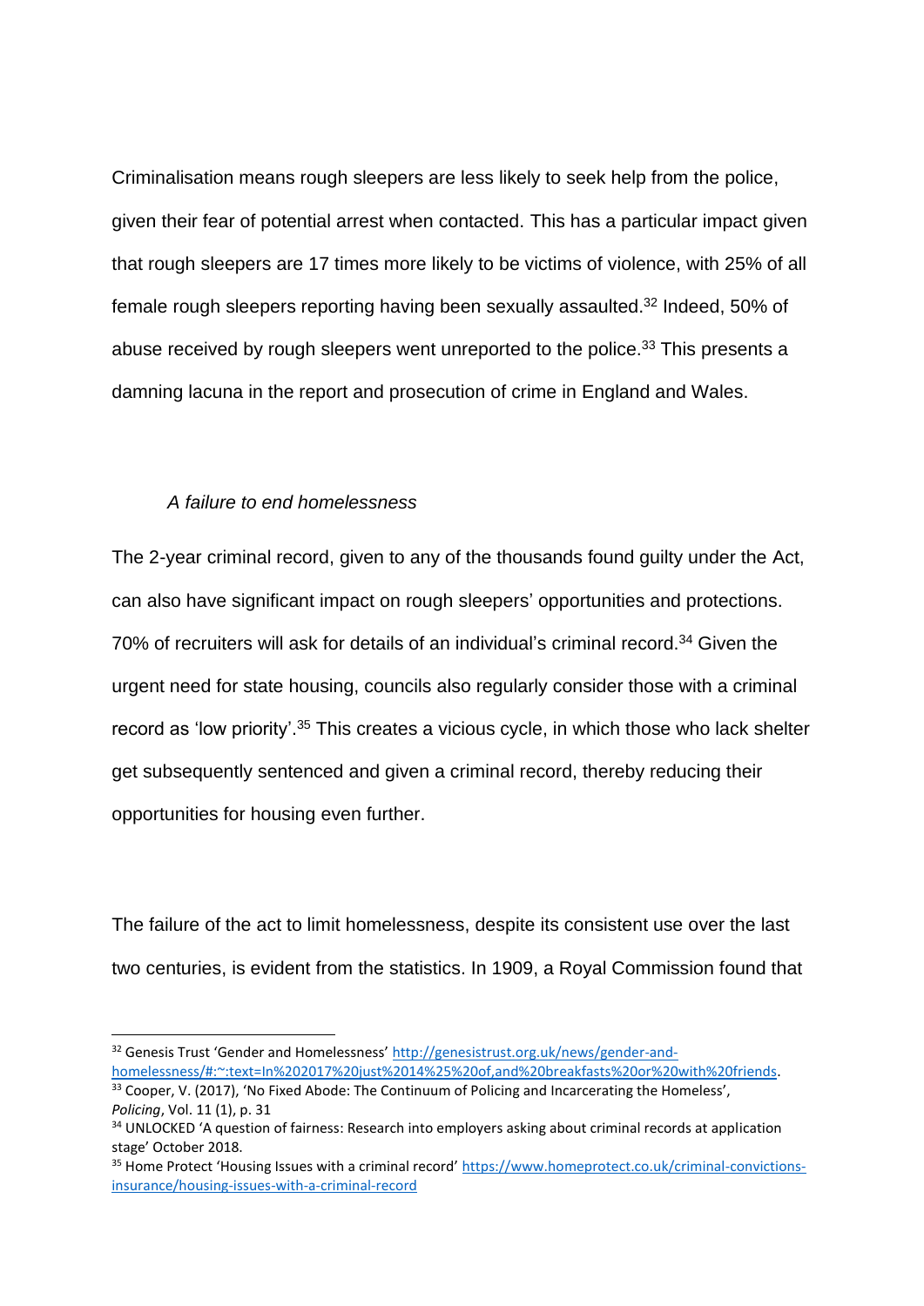Criminalisation means rough sleepers are less likely to seek help from the police, given their fear of potential arrest when contacted. This has a particular impact given that rough sleepers are 17 times more likely to be victims of violence, with 25% of all female rough sleepers reporting having been sexually assaulted.[32] Indeed, 50% of abuse received by rough sleepers went unreported to the police.[33] This presents a damning lacuna in the report and prosecution of crime in England and Wales.

*A failure to end homelessness*

The 2-year criminal record, given to any of the thousands found guilty under the Act, can also have significant impact on rough sleepers' opportunities and protections. 70% of recruiters will ask for details of an individual's criminal record.[34] Given the urgent need for state housing, councils also regularly consider those with a criminal record as 'low priority'.[35] This creates a vicious cycle, in which those who lack shelter get subsequently sentenced and given a criminal record, thereby reducing their opportunities for housing even further.

The failure of the act to limit homelessness, despite its consistent use over the last two centuries, is evident from the statistics. In 1909, a Royal Commission found that

---

[32] Genesis Trust 'Gender and Homelessness' [http://genesistrust.org.uk/news/gender-and-homelessness/#:~:text=In%202017%20just%2014%25%20of,and%20breakfasts%20or%20with%20friends](http://genesistrust.org.uk/news/gender-and-homelessness/#:~:text=In%202017%20just%2014%25%20of,and%20breakfasts%20or%20with%20friends).

[33] Cooper, V. (2017), 'No Fixed Abode: The Continuum of Policing and Incarcerating the Homeless', *Policing*, Vol. 11 (1), p. 31

[34] UNLOCKED 'A question of fairness: Research into employers asking about criminal records at application stage' October 2018.

[35] Home Protect 'Housing Issues with a criminal record' [https://www.homeprotect.co.uk/criminal-convictions-insurance/housing-issues-with-a-criminal-record](https://www.homeprotect.co.uk/criminal-convictions-insurance/housing-issues-with-a-criminal-record)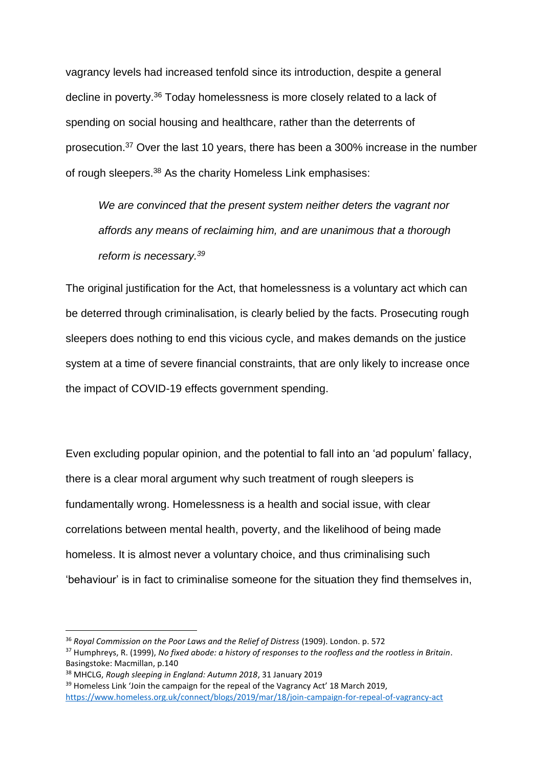vagrancy levels had increased tenfold since its introduction, despite a general decline in poverty.[36] Today homelessness is more closely related to a lack of spending on social housing and healthcare, rather than the deterrents of prosecution.[37] Over the last 10 years, there has been a 300% increase in the number of rough sleepers.[38] As the charity Homeless Link emphasises:

> *We are convinced that the present system neither deters the vagrant nor affords any means of reclaiming him, and are unanimous that a thorough reform is necessary.[39]*

The original justification for the Act, that homelessness is a voluntary act which can be deterred through criminalisation, is clearly belied by the facts. Prosecuting rough sleepers does nothing to end this vicious cycle, and makes demands on the justice system at a time of severe financial constraints, that are only likely to increase once the impact of COVID-19 effects government spending.

Even excluding popular opinion, and the potential to fall into an 'ad populum' fallacy, there is a clear moral argument why such treatment of rough sleepers is fundamentally wrong. Homelessness is a health and social issue, with clear correlations between mental health, poverty, and the likelihood of being made homeless. It is almost never a voluntary choice, and thus criminalising such 'behaviour' is in fact to criminalise someone for the situation they find themselves in,

---

[36] *Royal Commission on the Poor Laws and the Relief of Distress* (1909). London. p. 572

[37] Humphreys, R. (1999), *No fixed abode: a history of responses to the roofless and the rootless in Britain*. Basingstoke: Macmillan, p.140

[38] MHCLG, *Rough sleeping in England: Autumn 2018*, 31 January 2019

[39] Homeless Link 'Join the campaign for the repeal of the Vagrancy Act' 18 March 2019, https://www.homeless.org.uk/connect/blogs/2019/mar/18/join-campaign-for-repeal-of-vagrancy-act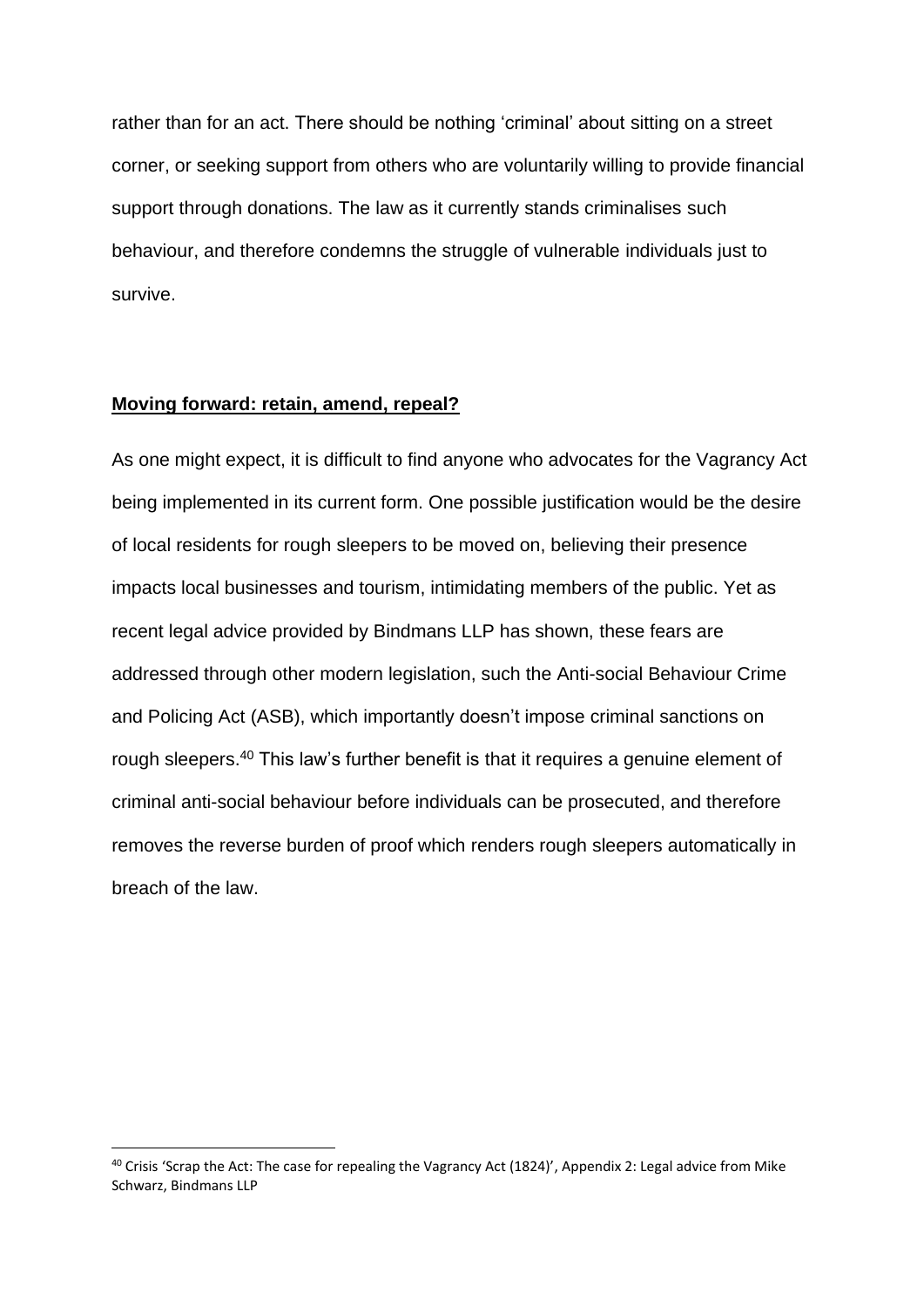rather than for an act. There should be nothing 'criminal' about sitting on a street corner, or seeking support from others who are voluntarily willing to provide financial support through donations. The law as it currently stands criminalises such behaviour, and therefore condemns the struggle of vulnerable individuals just to survive.

**Moving forward: retain, amend, repeal?**

As one might expect, it is difficult to find anyone who advocates for the Vagrancy Act being implemented in its current form. One possible justification would be the desire of local residents for rough sleepers to be moved on, believing their presence impacts local businesses and tourism, intimidating members of the public. Yet as recent legal advice provided by Bindmans LLP has shown, these fears are addressed through other modern legislation, such the Anti-social Behaviour Crime and Policing Act (ASB), which importantly doesn't impose criminal sanctions on rough sleepers.[40] This law's further benefit is that it requires a genuine element of criminal anti-social behaviour before individuals can be prosecuted, and therefore removes the reverse burden of proof which renders rough sleepers automatically in breach of the law.

[40] Crisis 'Scrap the Act: The case for repealing the Vagrancy Act (1824)', Appendix 2: Legal advice from Mike Schwarz, Bindmans LLP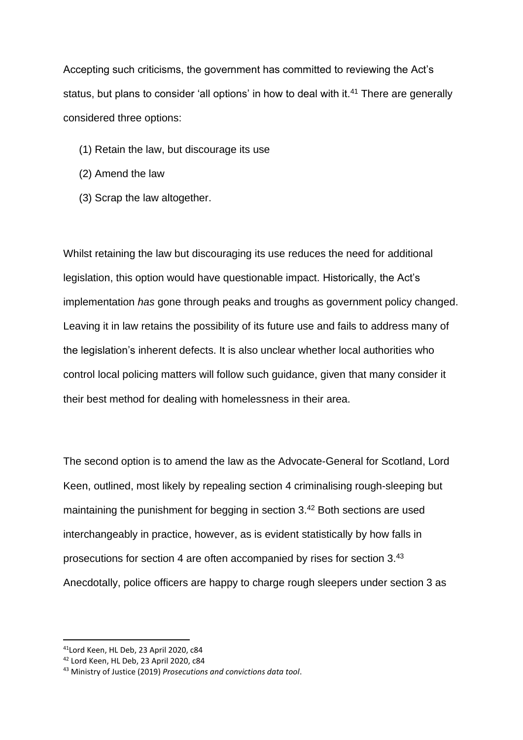Accepting such criticisms, the government has committed to reviewing the Act's status, but plans to consider 'all options' in how to deal with it.[41] There are generally considered three options:

(1) Retain the law, but discourage its use

(2) Amend the law

(3) Scrap the law altogether.

Whilst retaining the law but discouraging its use reduces the need for additional legislation, this option would have questionable impact. Historically, the Act's implementation *has* gone through peaks and troughs as government policy changed. Leaving it in law retains the possibility of its future use and fails to address many of the legislation's inherent defects. It is also unclear whether local authorities who control local policing matters will follow such guidance, given that many consider it their best method for dealing with homelessness in their area.

The second option is to amend the law as the Advocate-General for Scotland, Lord Keen, outlined, most likely by repealing section 4 criminalising rough-sleeping but maintaining the punishment for begging in section 3.[42] Both sections are used interchangeably in practice, however, as is evident statistically by how falls in prosecutions for section 4 are often accompanied by rises for section 3.[43] Anecdotally, police officers are happy to charge rough sleepers under section 3 as

---

[41] Lord Keen, HL Deb, 23 April 2020, c84

[42] Lord Keen, HL Deb, 23 April 2020, c84

[43] Ministry of Justice (2019) *Prosecutions and convictions data tool*.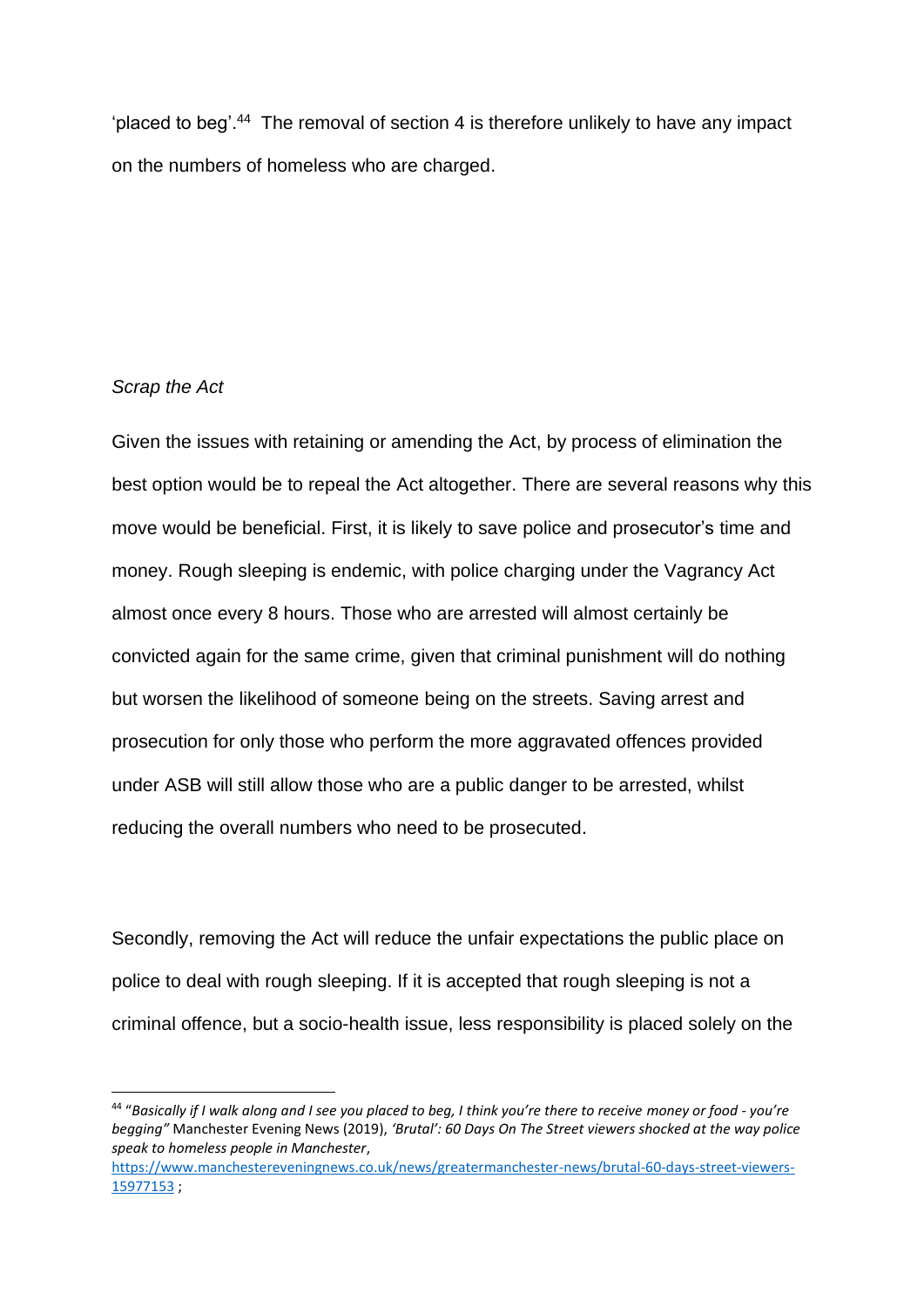'placed to beg'.[44] The removal of section 4 is therefore unlikely to have any impact on the numbers of homeless who are charged.

*Scrap the Act*

Given the issues with retaining or amending the Act, by process of elimination the best option would be to repeal the Act altogether. There are several reasons why this move would be beneficial. First, it is likely to save police and prosecutor's time and money. Rough sleeping is endemic, with police charging under the Vagrancy Act almost once every 8 hours. Those who are arrested will almost certainly be convicted again for the same crime, given that criminal punishment will do nothing but worsen the likelihood of someone being on the streets. Saving arrest and prosecution for only those who perform the more aggravated offences provided under ASB will still allow those who are a public danger to be arrested, whilst reducing the overall numbers who need to be prosecuted.

Secondly, removing the Act will reduce the unfair expectations the public place on police to deal with rough sleeping. If it is accepted that rough sleeping is not a criminal offence, but a socio-health issue, less responsibility is placed solely on the

---

[44] "*Basically if I walk along and I see you placed to beg, I think you're there to receive money or food - you're begging"* Manchester Evening News (2019), *'Brutal': 60 Days On The Street viewers shocked at the way police speak to homeless people in Manchester*, https://www.manchestereveningnews.co.uk/news/greater-manchester-news/brutal-60-days-street-viewers-15977153 ;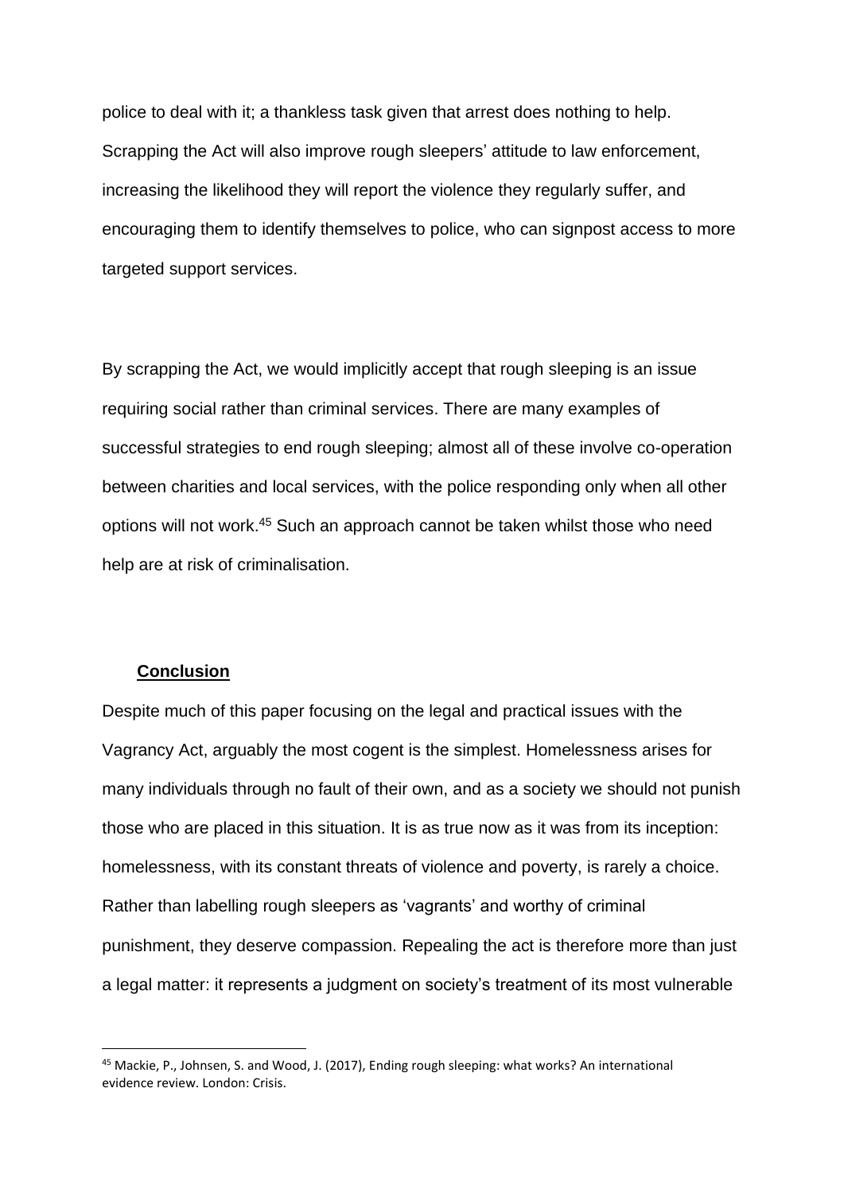police to deal with it; a thankless task given that arrest does nothing to help. Scrapping the Act will also improve rough sleepers' attitude to law enforcement, increasing the likelihood they will report the violence they regularly suffer, and encouraging them to identify themselves to police, who can signpost access to more targeted support services.

By scrapping the Act, we would implicitly accept that rough sleeping is an issue requiring social rather than criminal services. There are many examples of successful strategies to end rough sleeping; almost all of these involve co-operation between charities and local services, with the police responding only when all other options will not work.[45] Such an approach cannot be taken whilst those who need help are at risk of criminalisation.

## Conclusion

Despite much of this paper focusing on the legal and practical issues with the Vagrancy Act, arguably the most cogent is the simplest. Homelessness arises for many individuals through no fault of their own, and as a society we should not punish those who are placed in this situation. It is as true now as it was from its inception: homelessness, with its constant threats of violence and poverty, is rarely a choice. Rather than labelling rough sleepers as 'vagrants' and worthy of criminal punishment, they deserve compassion. Repealing the act is therefore more than just a legal matter: it represents a judgment on society's treatment of its most vulnerable

---

[45] Mackie, P., Johnsen, S. and Wood, J. (2017), Ending rough sleeping: what works? An international evidence review. London: Crisis.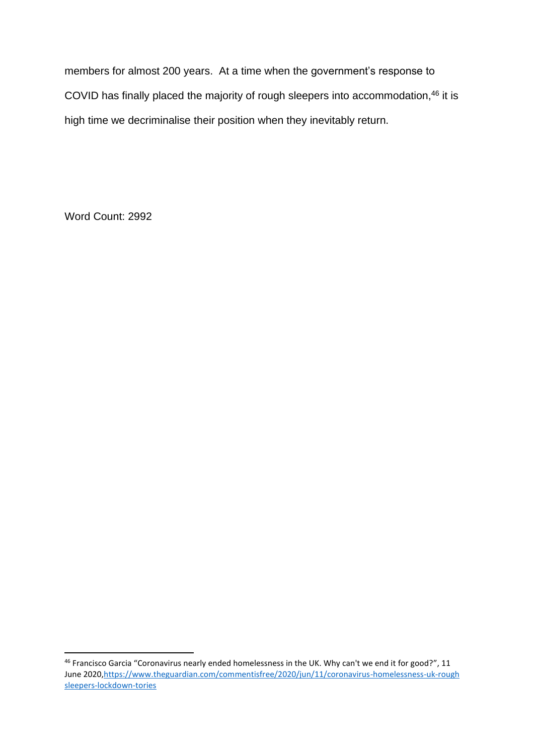members for almost 200 years. At a time when the government's response to COVID has finally placed the majority of rough sleepers into accommodation,[46] it is high time we decriminalise their position when they inevitably return.

Word Count: 2992

[46] Francisco Garcia "Coronavirus nearly ended homelessness in the UK. Why can't we end it for good?", 11 June 2020,https://www.theguardian.com/commentisfree/2020/jun/11/coronavirus-homelessness-uk-rough sleepers-lockdown-tories